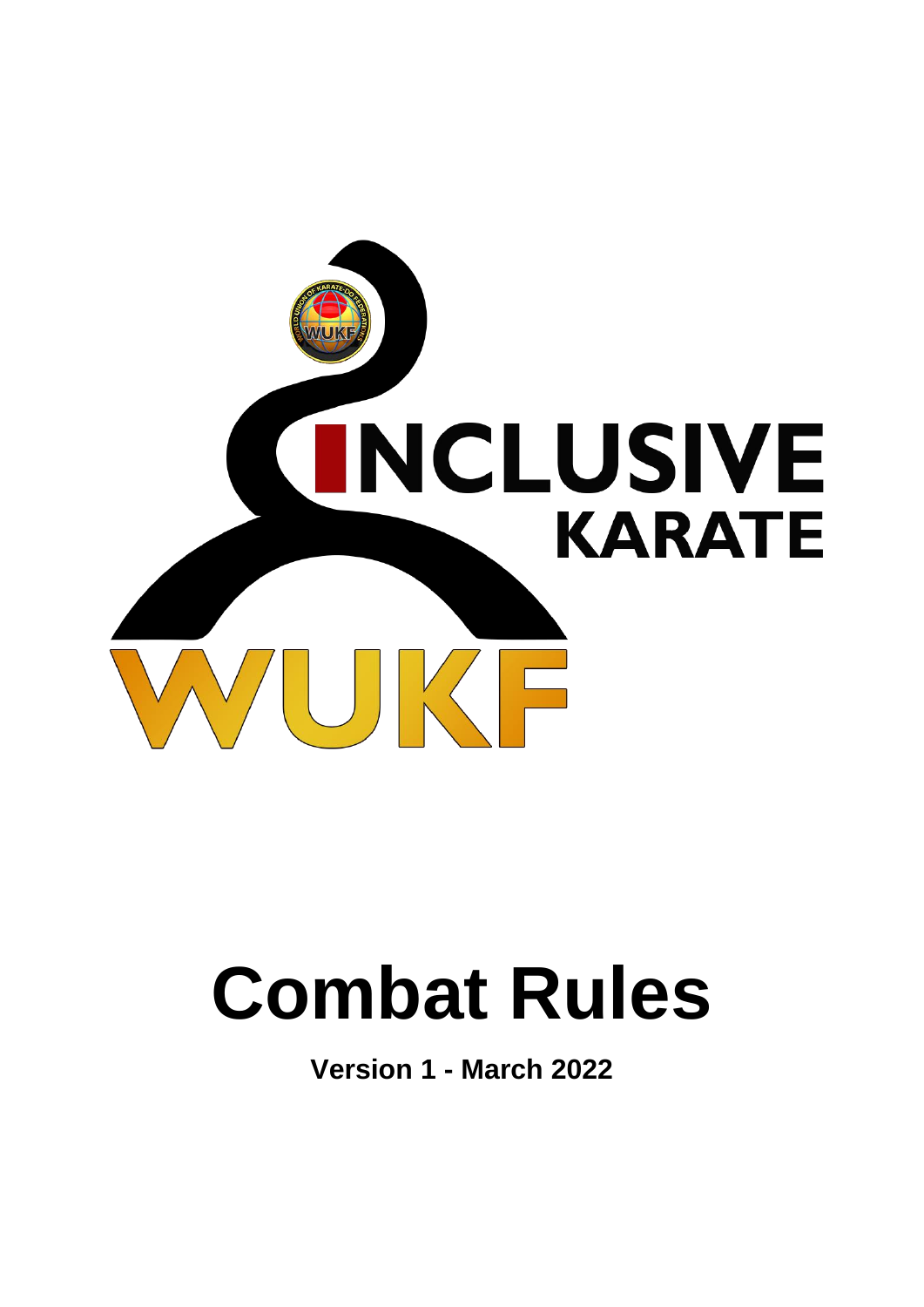INCLUSIVE KARATE

WUKF

# Combat Rules

**Version 1 - March 2022**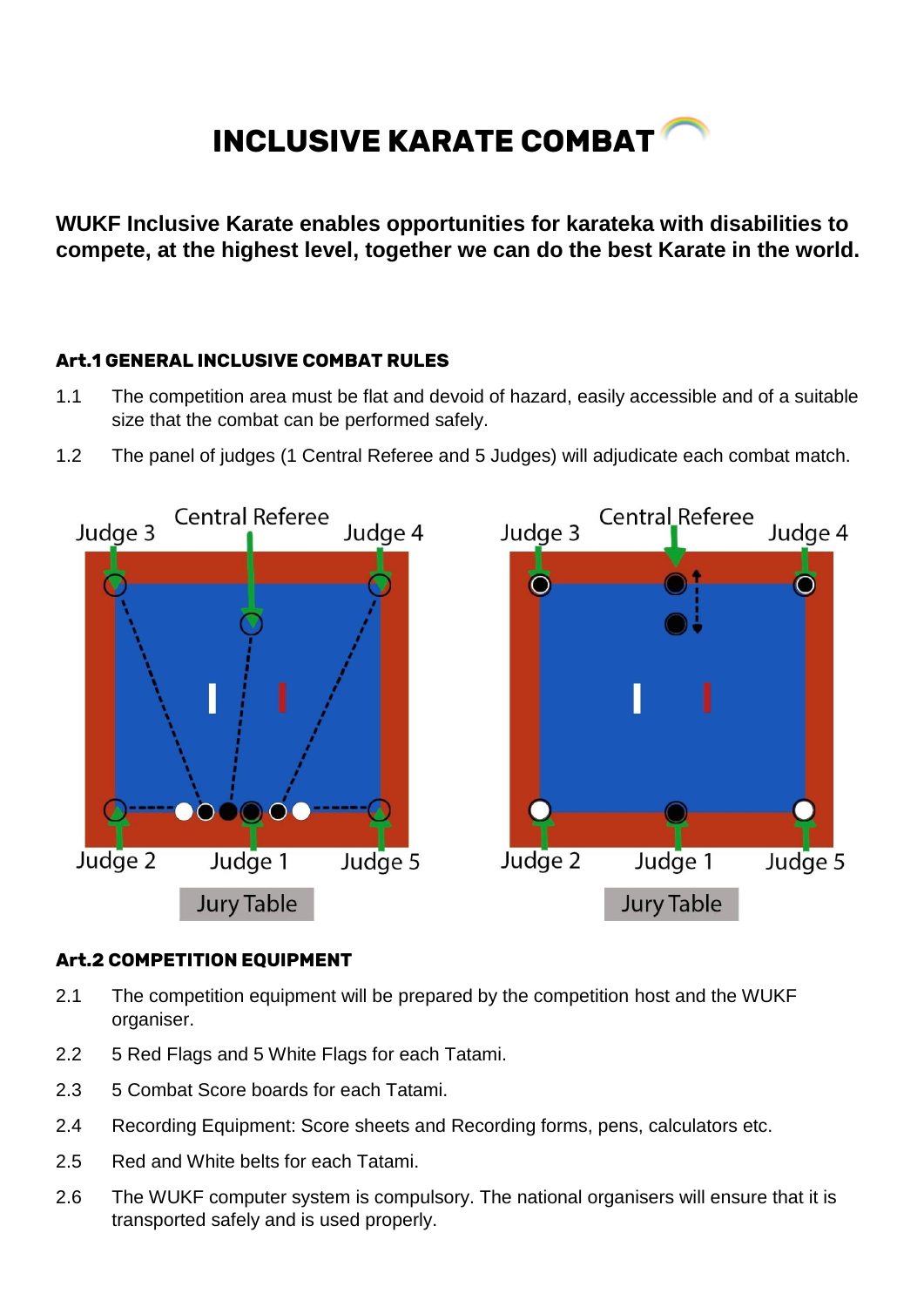# INCLUSIVE KARATE COMBAT

**WUKF Inclusive Karate enables opportunities for karateka with disabilities to compete, at the highest level, together we can do the best Karate in the world.**

### Art.1 GENERAL INCLUSIVE COMBAT RULES

1.1 The competition area must be flat and devoid of hazard, easily accessible and of a suitable size that the combat can be performed safely.

1.2 The panel of judges (1 Central Referee and 5 Judges) will adjudicate each combat match.

Judge 3 Central Referee Judge 4

Judge 2 Judge 1 Judge 5

Jury Table

Judge 3 Central Referee Judge 4

Judge 2 Judge 1 Judge 5

Jury Table

### Art.2 COMPETITION EQUIPMENT

2.1 The competition equipment will be prepared by the competition host and the WUKF organiser.

2.2 5 Red Flags and 5 White Flags for each Tatami.

2.3 5 Combat Score boards for each Tatami.

2.4 Recording Equipment: Score sheets and Recording forms, pens, calculators etc.

2.5 Red and White belts for each Tatami.

2.6 The WUKF computer system is compulsory. The national organisers will ensure that it is transported safely and is used properly.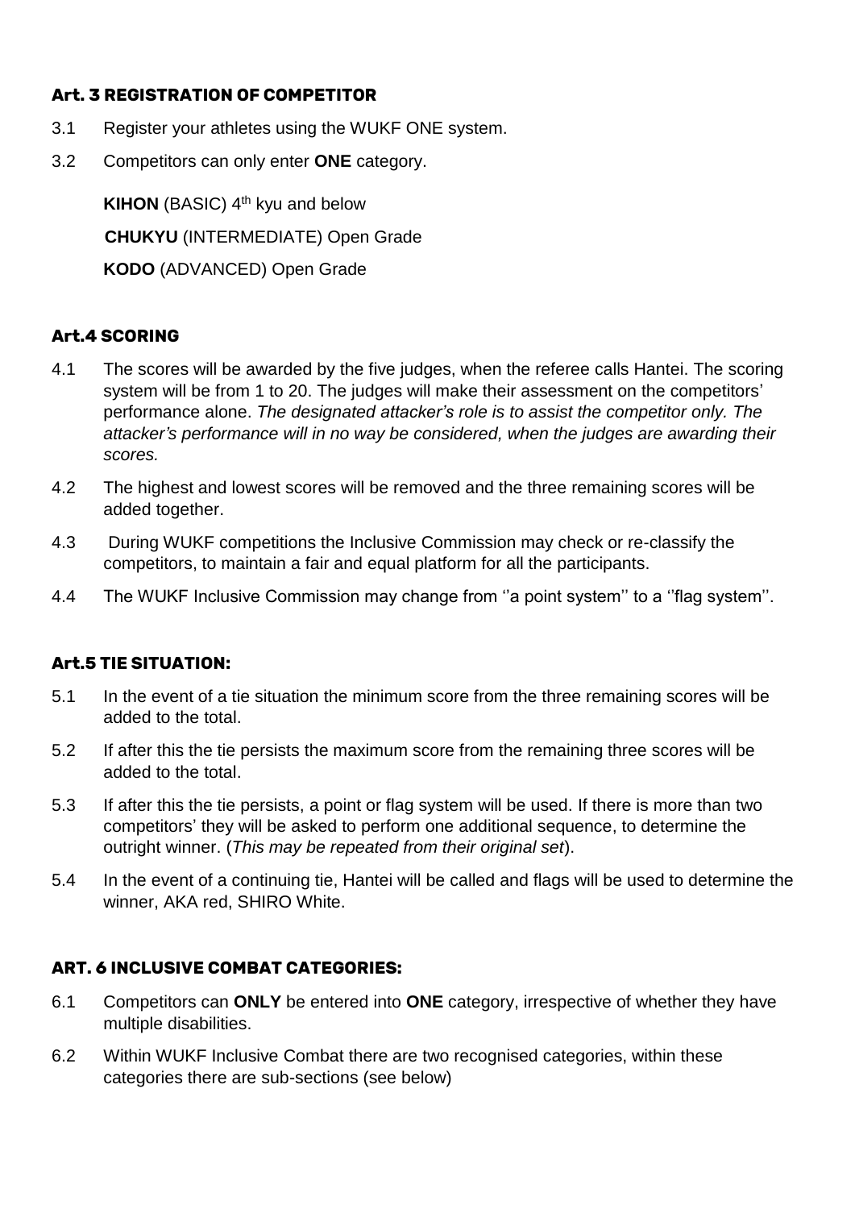### Art. 3 REGISTRATION OF COMPETITOR

3.1 Register your athletes using the WUKF ONE system.

3.2 Competitors can only enter **ONE** category.

**KIHON** (BASIC) 4th kyu and below

**CHUKYU** (INTERMEDIATE) Open Grade

**KODO** (ADVANCED) Open Grade

### Art.4 SCORING

4.1 The scores will be awarded by the five judges, when the referee calls Hantei. The scoring system will be from 1 to 20. The judges will make their assessment on the competitors' performance alone. *The designated attacker's role is to assist the competitor only. The attacker's performance will in no way be considered, when the judges are awarding their scores.*

4.2 The highest and lowest scores will be removed and the three remaining scores will be added together.

4.3 During WUKF competitions the Inclusive Commission may check or re-classify the competitors, to maintain a fair and equal platform for all the participants.

4.4 The WUKF Inclusive Commission may change from ''a point system'' to a ''flag system''.

### Art.5 TIE SITUATION:

5.1 In the event of a tie situation the minimum score from the three remaining scores will be added to the total.

5.2 If after this the tie persists the maximum score from the remaining three scores will be added to the total.

5.3 If after this the tie persists, a point or flag system will be used. If there is more than two competitors' they will be asked to perform one additional sequence, to determine the outright winner. (*This may be repeated from their original set*).

5.4 In the event of a continuing tie, Hantei will be called and flags will be used to determine the winner, AKA red, SHIRO White.

### ART. 6 INCLUSIVE COMBAT CATEGORIES:

6.1 Competitors can **ONLY** be entered into **ONE** category, irrespective of whether they have multiple disabilities.

6.2 Within WUKF Inclusive Combat there are two recognised categories, within these categories there are sub-sections (see below)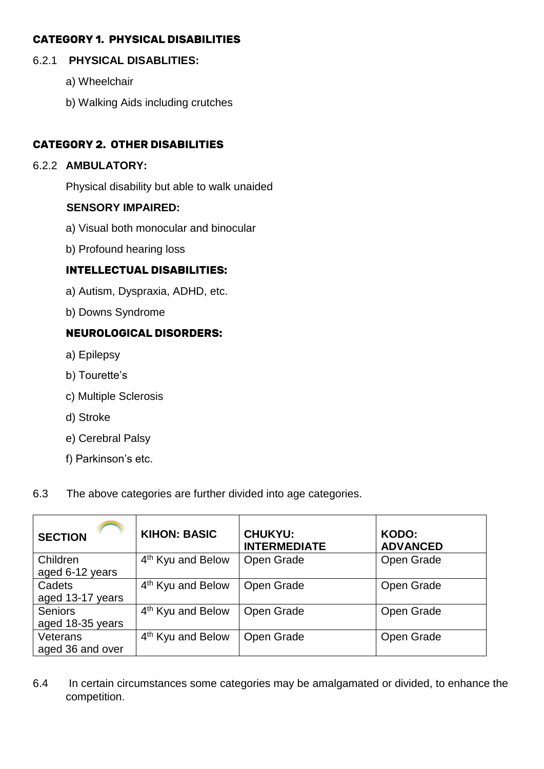### CATEGORY 1. PHYSICAL DISABILITIES

6.2.1 **PHYSICAL DISABLITIES:**

a) Wheelchair

b) Walking Aids including crutches

### CATEGORY 2. OTHER DISABILITIES

6.2.2 **AMBULATORY:**

Physical disability but able to walk unaided

**SENSORY IMPAIRED:**

a) Visual both monocular and binocular

b) Profound hearing loss

**INTELLECTUAL DISABILITIES:**

a) Autism, Dyspraxia, ADHD, etc.

b) Downs Syndrome

**NEUROLOGICAL DISORDERS:**

a) Epilepsy

b) Tourette's

c) Multiple Sclerosis

d) Stroke

e) Cerebral Palsy

f) Parkinson's etc.

6.3 The above categories are further divided into age categories.

| SECTION | KIHON: BASIC | CHUKYU: INTERMEDIATE | KODO: ADVANCED |
|---|---|---|---|
| Children aged 6-12 years | 4th Kyu and Below | Open Grade | Open Grade |
| Cadets aged 13-17 years | 4th Kyu and Below | Open Grade | Open Grade |
| Seniors aged 18-35 years | 4th Kyu and Below | Open Grade | Open Grade |
| Veterans aged 36 and over | 4th Kyu and Below | Open Grade | Open Grade |

6.4 In certain circumstances some categories may be amalgamated or divided, to enhance the competition.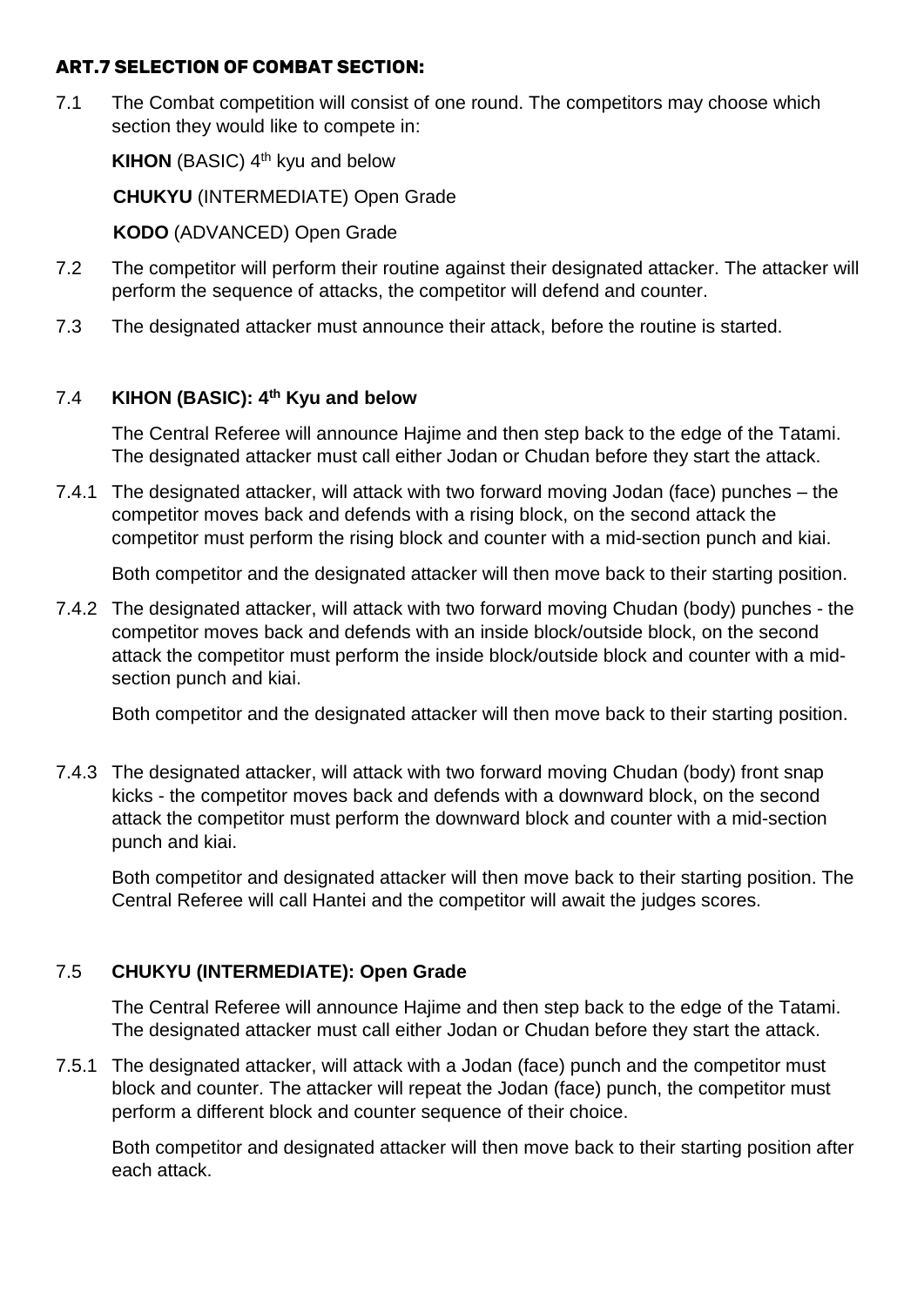## ART.7 SELECTION OF COMBAT SECTION:

7.1 The Combat competition will consist of one round. The competitors may choose which section they would like to compete in:

**KIHON** (BASIC) 4th kyu and below

**CHUKYU** (INTERMEDIATE) Open Grade

**KODO** (ADVANCED) Open Grade

7.2 The competitor will perform their routine against their designated attacker. The attacker will perform the sequence of attacks, the competitor will defend and counter.

7.3 The designated attacker must announce their attack, before the routine is started.

### 7.4 KIHON (BASIC): 4th Kyu and below

The Central Referee will announce Hajime and then step back to the edge of the Tatami. The designated attacker must call either Jodan or Chudan before they start the attack.

7.4.1 The designated attacker, will attack with two forward moving Jodan (face) punches – the competitor moves back and defends with a rising block, on the second attack the competitor must perform the rising block and counter with a mid-section punch and kiai.

Both competitor and the designated attacker will then move back to their starting position.

7.4.2 The designated attacker, will attack with two forward moving Chudan (body) punches - the competitor moves back and defends with an inside block/outside block, on the second attack the competitor must perform the inside block/outside block and counter with a mid-section punch and kiai.

Both competitor and the designated attacker will then move back to their starting position.

7.4.3 The designated attacker, will attack with two forward moving Chudan (body) front snap kicks - the competitor moves back and defends with a downward block, on the second attack the competitor must perform the downward block and counter with a mid-section punch and kiai.

Both competitor and designated attacker will then move back to their starting position. The Central Referee will call Hantei and the competitor will await the judges scores.

### 7.5 CHUKYU (INTERMEDIATE): Open Grade

The Central Referee will announce Hajime and then step back to the edge of the Tatami. The designated attacker must call either Jodan or Chudan before they start the attack.

7.5.1 The designated attacker, will attack with a Jodan (face) punch and the competitor must block and counter. The attacker will repeat the Jodan (face) punch, the competitor must perform a different block and counter sequence of their choice.

Both competitor and designated attacker will then move back to their starting position after each attack.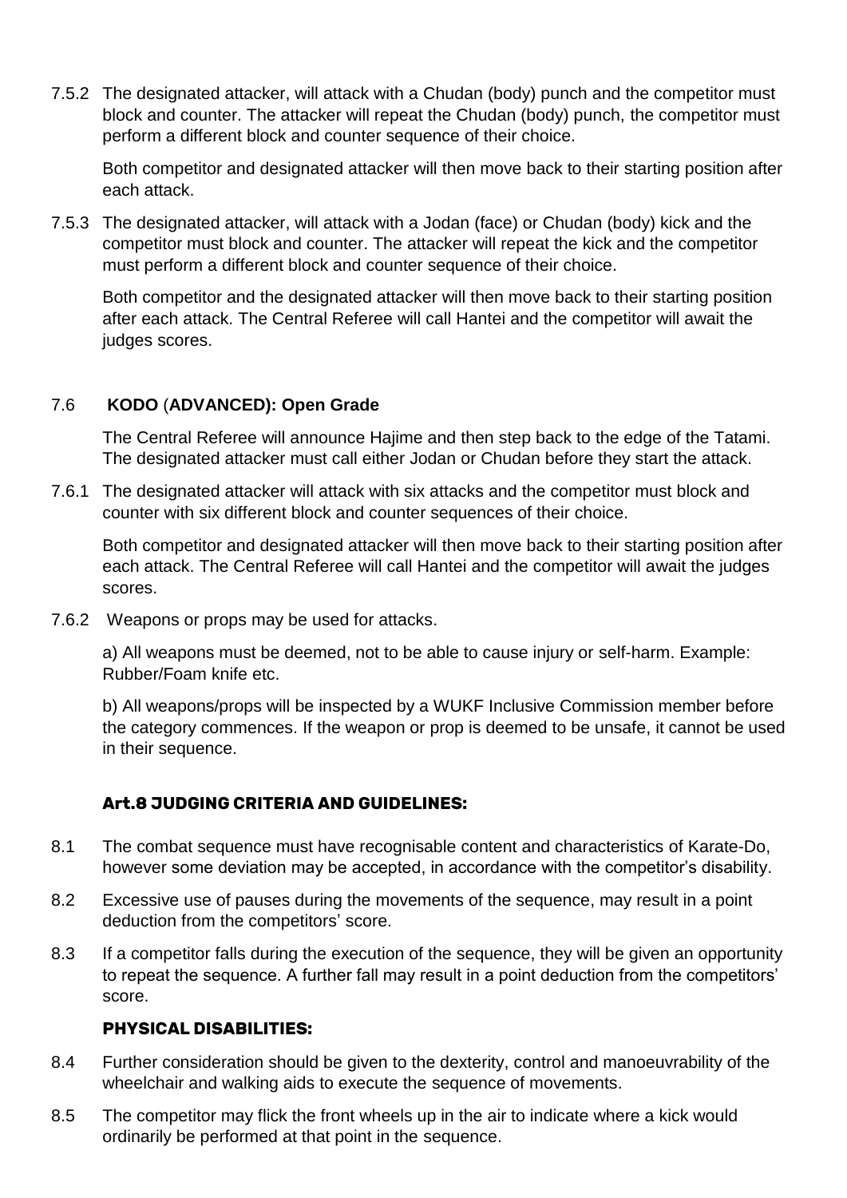7.5.2 The designated attacker, will attack with a Chudan (body) punch and the competitor must block and counter. The attacker will repeat the Chudan (body) punch, the competitor must perform a different block and counter sequence of their choice.

Both competitor and designated attacker will then move back to their starting position after each attack.

7.5.3 The designated attacker, will attack with a Jodan (face) or Chudan (body) kick and the competitor must block and counter. The attacker will repeat the kick and the competitor must perform a different block and counter sequence of their choice.

Both competitor and the designated attacker will then move back to their starting position after each attack. The Central Referee will call Hantei and the competitor will await the judges scores.

7.6 **KODO** (**ADVANCED): Open Grade**

The Central Referee will announce Hajime and then step back to the edge of the Tatami. The designated attacker must call either Jodan or Chudan before they start the attack.

7.6.1 The designated attacker will attack with six attacks and the competitor must block and counter with six different block and counter sequences of their choice.

Both competitor and designated attacker will then move back to their starting position after each attack. The Central Referee will call Hantei and the competitor will await the judges scores.

7.6.2 Weapons or props may be used for attacks.

a) All weapons must be deemed, not to be able to cause injury or self-harm. Example: Rubber/Foam knife etc.

b) All weapons/props will be inspected by a WUKF Inclusive Commission member before the category commences. If the weapon or prop is deemed to be unsafe, it cannot be used in their sequence.

## Art.8 JUDGING CRITERIA AND GUIDELINES:

8.1 The combat sequence must have recognisable content and characteristics of Karate-Do, however some deviation may be accepted, in accordance with the competitor's disability.

8.2 Excessive use of pauses during the movements of the sequence, may result in a point deduction from the competitors' score.

8.3 If a competitor falls during the execution of the sequence, they will be given an opportunity to repeat the sequence. A further fall may result in a point deduction from the competitors' score.

### PHYSICAL DISABILITIES:

8.4 Further consideration should be given to the dexterity, control and manoeuvrability of the wheelchair and walking aids to execute the sequence of movements.

8.5 The competitor may flick the front wheels up in the air to indicate where a kick would ordinarily be performed at that point in the sequence.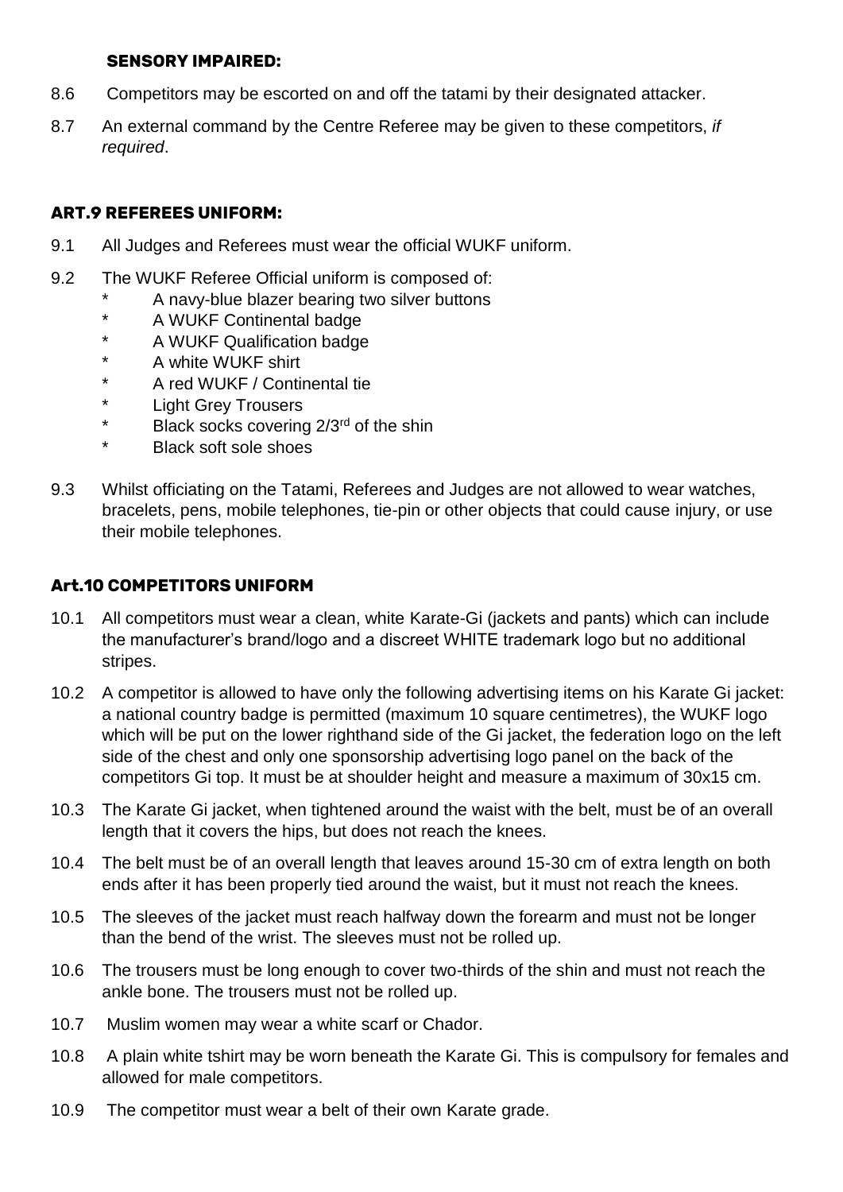**SENSORY IMPAIRED:**

8.6 Competitors may be escorted on and off the tatami by their designated attacker.

8.7 An external command by the Centre Referee may be given to these competitors, *if required*.

### ART.9 REFEREES UNIFORM:

9.1 All Judges and Referees must wear the official WUKF uniform.

9.2 The WUKF Referee Official uniform is composed of:

- A navy-blue blazer bearing two silver buttons
- A WUKF Continental badge
- A WUKF Qualification badge
- A white WUKF shirt
- A red WUKF / Continental tie
- Light Grey Trousers
- Black socks covering 2/3rd of the shin
- Black soft sole shoes

9.3 Whilst officiating on the Tatami, Referees and Judges are not allowed to wear watches, bracelets, pens, mobile telephones, tie-pin or other objects that could cause injury, or use their mobile telephones.

### Art.10 COMPETITORS UNIFORM

10.1 All competitors must wear a clean, white Karate-Gi (jackets and pants) which can include the manufacturer's brand/logo and a discreet WHITE trademark logo but no additional stripes.

10.2 A competitor is allowed to have only the following advertising items on his Karate Gi jacket: a national country badge is permitted (maximum 10 square centimetres), the WUKF logo which will be put on the lower righthand side of the Gi jacket, the federation logo on the left side of the chest and only one sponsorship advertising logo panel on the back of the competitors Gi top. It must be at shoulder height and measure a maximum of 30x15 cm.

10.3 The Karate Gi jacket, when tightened around the waist with the belt, must be of an overall length that it covers the hips, but does not reach the knees.

10.4 The belt must be of an overall length that leaves around 15-30 cm of extra length on both ends after it has been properly tied around the waist, but it must not reach the knees.

10.5 The sleeves of the jacket must reach halfway down the forearm and must not be longer than the bend of the wrist. The sleeves must not be rolled up.

10.6 The trousers must be long enough to cover two-thirds of the shin and must not reach the ankle bone. The trousers must not be rolled up.

10.7 Muslim women may wear a white scarf or Chador.

10.8 A plain white tshirt may be worn beneath the Karate Gi. This is compulsory for females and allowed for male competitors.

10.9 The competitor must wear a belt of their own Karate grade.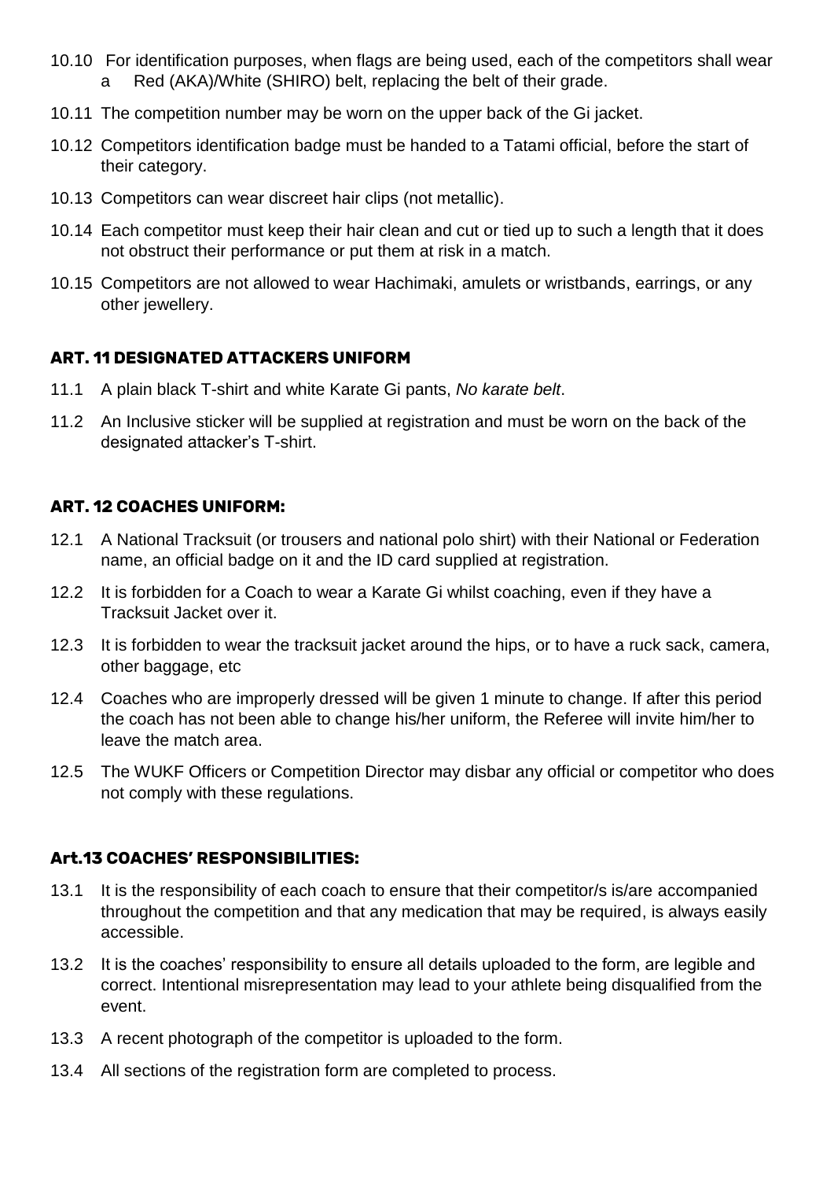10.10 For identification purposes, when flags are being used, each of the competitors shall wear a Red (AKA)/White (SHIRO) belt, replacing the belt of their grade.

10.11 The competition number may be worn on the upper back of the Gi jacket.

10.12 Competitors identification badge must be handed to a Tatami official, before the start of their category.

10.13 Competitors can wear discreet hair clips (not metallic).

10.14 Each competitor must keep their hair clean and cut or tied up to such a length that it does not obstruct their performance or put them at risk in a match.

10.15 Competitors are not allowed to wear Hachimaki, amulets or wristbands, earrings, or any other jewellery.

### ART. 11 DESIGNATED ATTACKERS UNIFORM

11.1 A plain black T-shirt and white Karate Gi pants, *No karate belt*.

11.2 An Inclusive sticker will be supplied at registration and must be worn on the back of the designated attacker's T-shirt.

### ART. 12 COACHES UNIFORM:

12.1 A National Tracksuit (or trousers and national polo shirt) with their National or Federation name, an official badge on it and the ID card supplied at registration.

12.2 It is forbidden for a Coach to wear a Karate Gi whilst coaching, even if they have a Tracksuit Jacket over it.

12.3 It is forbidden to wear the tracksuit jacket around the hips, or to have a ruck sack, camera, other baggage, etc

12.4 Coaches who are improperly dressed will be given 1 minute to change. If after this period the coach has not been able to change his/her uniform, the Referee will invite him/her to leave the match area.

12.5 The WUKF Officers or Competition Director may disbar any official or competitor who does not comply with these regulations.

### Art.13 COACHES' RESPONSIBILITIES:

13.1 It is the responsibility of each coach to ensure that their competitor/s is/are accompanied throughout the competition and that any medication that may be required, is always easily accessible.

13.2 It is the coaches' responsibility to ensure all details uploaded to the form, are legible and correct. Intentional misrepresentation may lead to your athlete being disqualified from the event.

13.3 A recent photograph of the competitor is uploaded to the form.

13.4 All sections of the registration form are completed to process.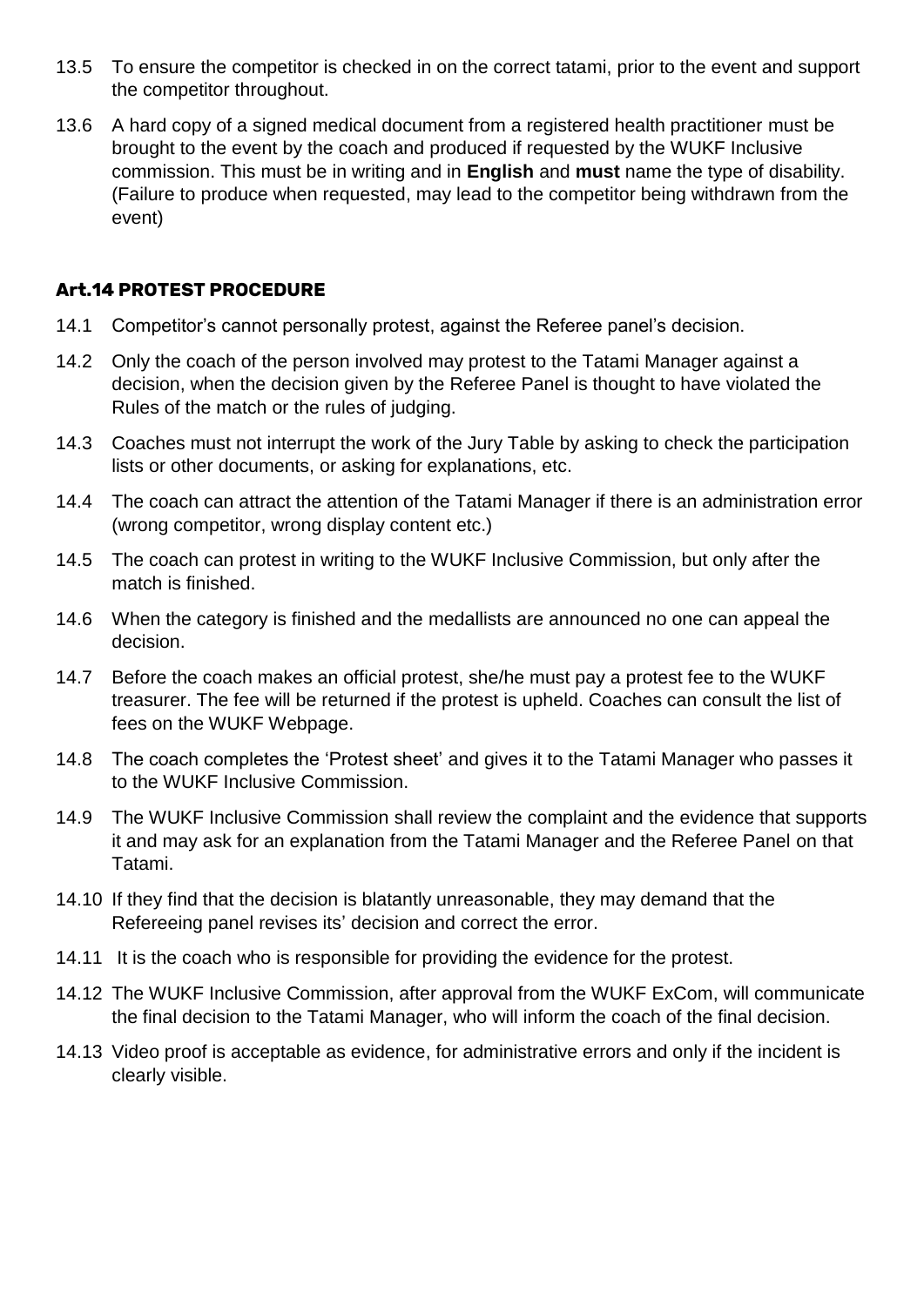13.5 To ensure the competitor is checked in on the correct tatami, prior to the event and support the competitor throughout.

13.6 A hard copy of a signed medical document from a registered health practitioner must be brought to the event by the coach and produced if requested by the WUKF Inclusive commission. This must be in writing and in **English** and **must** name the type of disability. (Failure to produce when requested, may lead to the competitor being withdrawn from the event)

### Art.14 PROTEST PROCEDURE

14.1 Competitor's cannot personally protest, against the Referee panel's decision.

14.2 Only the coach of the person involved may protest to the Tatami Manager against a decision, when the decision given by the Referee Panel is thought to have violated the Rules of the match or the rules of judging.

14.3 Coaches must not interrupt the work of the Jury Table by asking to check the participation lists or other documents, or asking for explanations, etc.

14.4 The coach can attract the attention of the Tatami Manager if there is an administration error (wrong competitor, wrong display content etc.)

14.5 The coach can protest in writing to the WUKF Inclusive Commission, but only after the match is finished.

14.6 When the category is finished and the medallists are announced no one can appeal the decision.

14.7 Before the coach makes an official protest, she/he must pay a protest fee to the WUKF treasurer. The fee will be returned if the protest is upheld. Coaches can consult the list of fees on the WUKF Webpage.

14.8 The coach completes the 'Protest sheet' and gives it to the Tatami Manager who passes it to the WUKF Inclusive Commission.

14.9 The WUKF Inclusive Commission shall review the complaint and the evidence that supports it and may ask for an explanation from the Tatami Manager and the Referee Panel on that Tatami.

14.10 If they find that the decision is blatantly unreasonable, they may demand that the Refereeing panel revises its' decision and correct the error.

14.11 It is the coach who is responsible for providing the evidence for the protest.

14.12 The WUKF Inclusive Commission, after approval from the WUKF ExCom, will communicate the final decision to the Tatami Manager, who will inform the coach of the final decision.

14.13 Video proof is acceptable as evidence, for administrative errors and only if the incident is clearly visible.